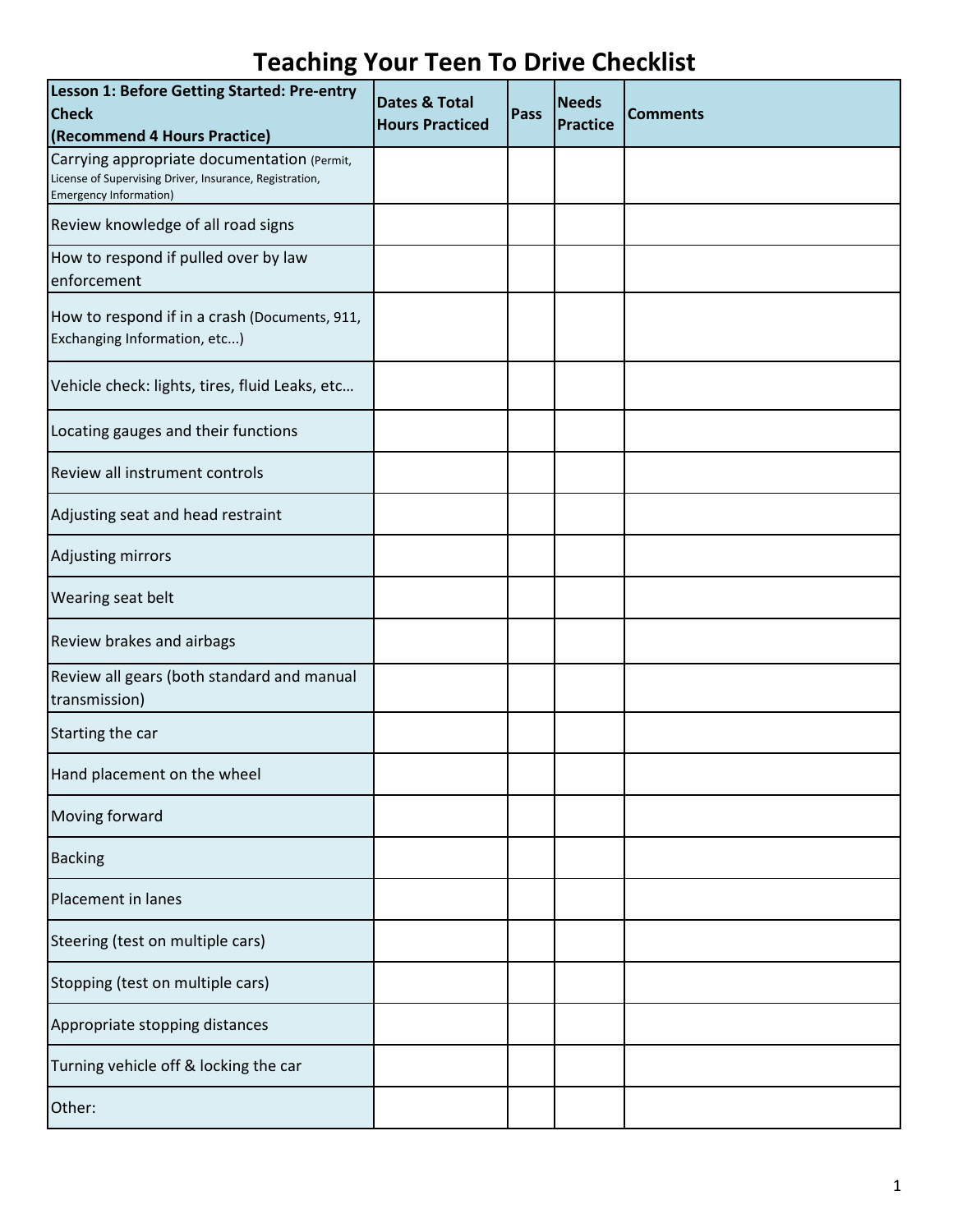# Teaching Your Teen To Drive Checklist

| **Lesson 1: Before Getting Started: Pre-entry Check (Recommend 4 Hours Practice)** | **Dates & Total Hours Practiced** | **Pass** | **Needs Practice** | **Comments** |
|---|---|---|---|---|
| Carrying appropriate documentation (Permit, License of Supervising Driver, Insurance, Registration, Emergency Information) | | | | |
| Review knowledge of all road signs | | | | |
| How to respond if pulled over by law enforcement | | | | |
| How to respond if in a crash (Documents, 911, Exchanging Information, etc...) | | | | |
| Vehicle check: lights, tires, fluid Leaks, etc… | | | | |
| Locating gauges and their functions | | | | |
| Review all instrument controls | | | | |
| Adjusting seat and head restraint | | | | |
| Adjusting mirrors | | | | |
| Wearing seat belt | | | | |
| Review brakes and airbags | | | | |
| Review all gears (both standard and manual transmission) | | | | |
| Starting the car | | | | |
| Hand placement on the wheel | | | | |
| Moving forward | | | | |
| Backing | | | | |
| Placement in lanes | | | | |
| Steering (test on multiple cars) | | | | |
| Stopping (test on multiple cars) | | | | |
| Appropriate stopping distances | | | | |
| Turning vehicle off & locking the car | | | | |
| Other: | | | | |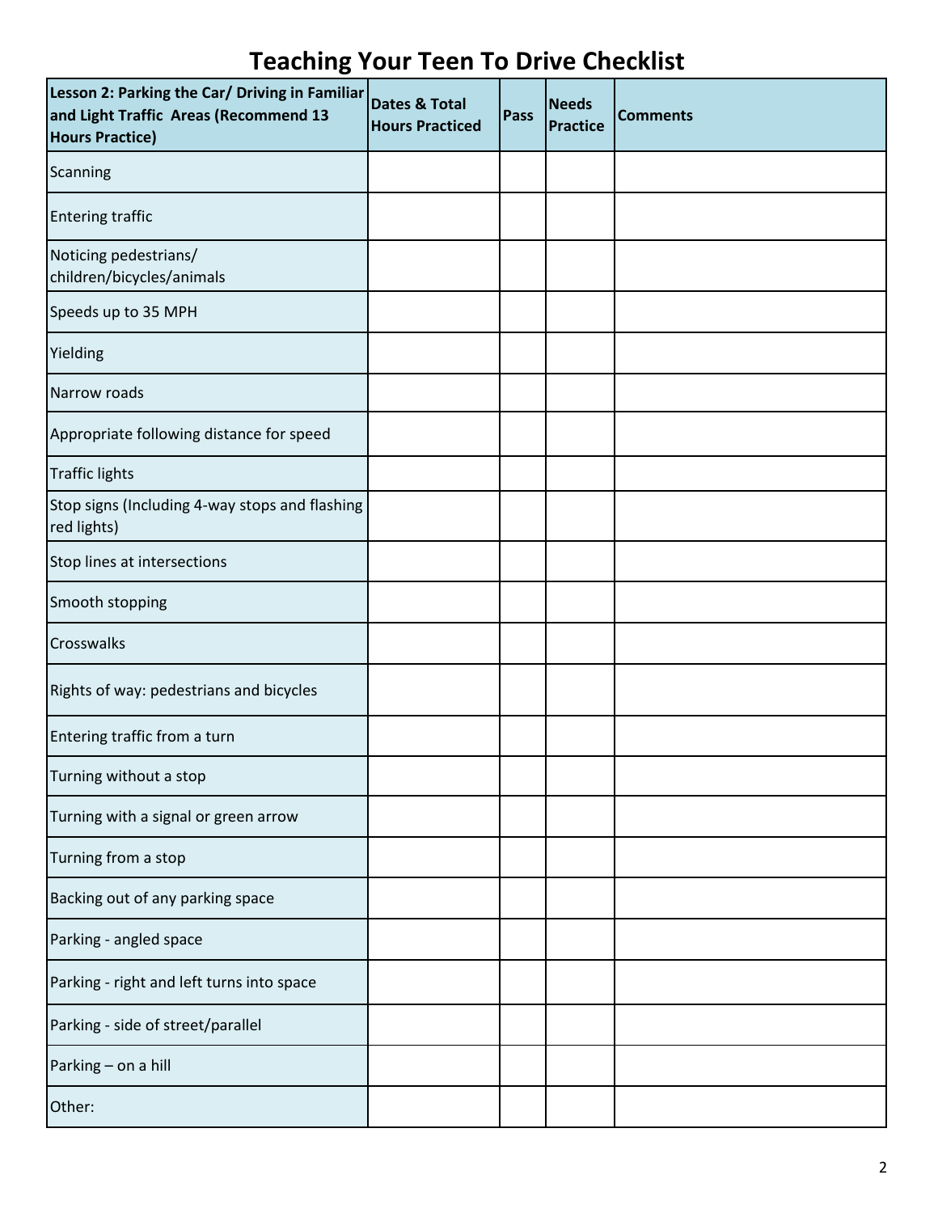# Teaching Your Teen To Drive Checklist

| Lesson 2: Parking the Car/ Driving in Familiar and Light Traffic Areas (Recommend 13 Hours Practice) | Dates & Total Hours Practiced | Pass | Needs Practice | Comments |
|---|---|---|---|---|
| Scanning | | | | |
| Entering traffic | | | | |
| Noticing pedestrians/ children/bicycles/animals | | | | |
| Speeds up to 35 MPH | | | | |
| Yielding | | | | |
| Narrow roads | | | | |
| Appropriate following distance for speed | | | | |
| Traffic lights | | | | |
| Stop signs (Including 4-way stops and flashing red lights) | | | | |
| Stop lines at intersections | | | | |
| Smooth stopping | | | | |
| Crosswalks | | | | |
| Rights of way: pedestrians and bicycles | | | | |
| Entering traffic from a turn | | | | |
| Turning without a stop | | | | |
| Turning with a signal or green arrow | | | | |
| Turning from a stop | | | | |
| Backing out of any parking space | | | | |
| Parking - angled space | | | | |
| Parking - right and left turns into space | | | | |
| Parking - side of street/parallel | | | | |
| Parking – on a hill | | | | |
| Other: | | | | |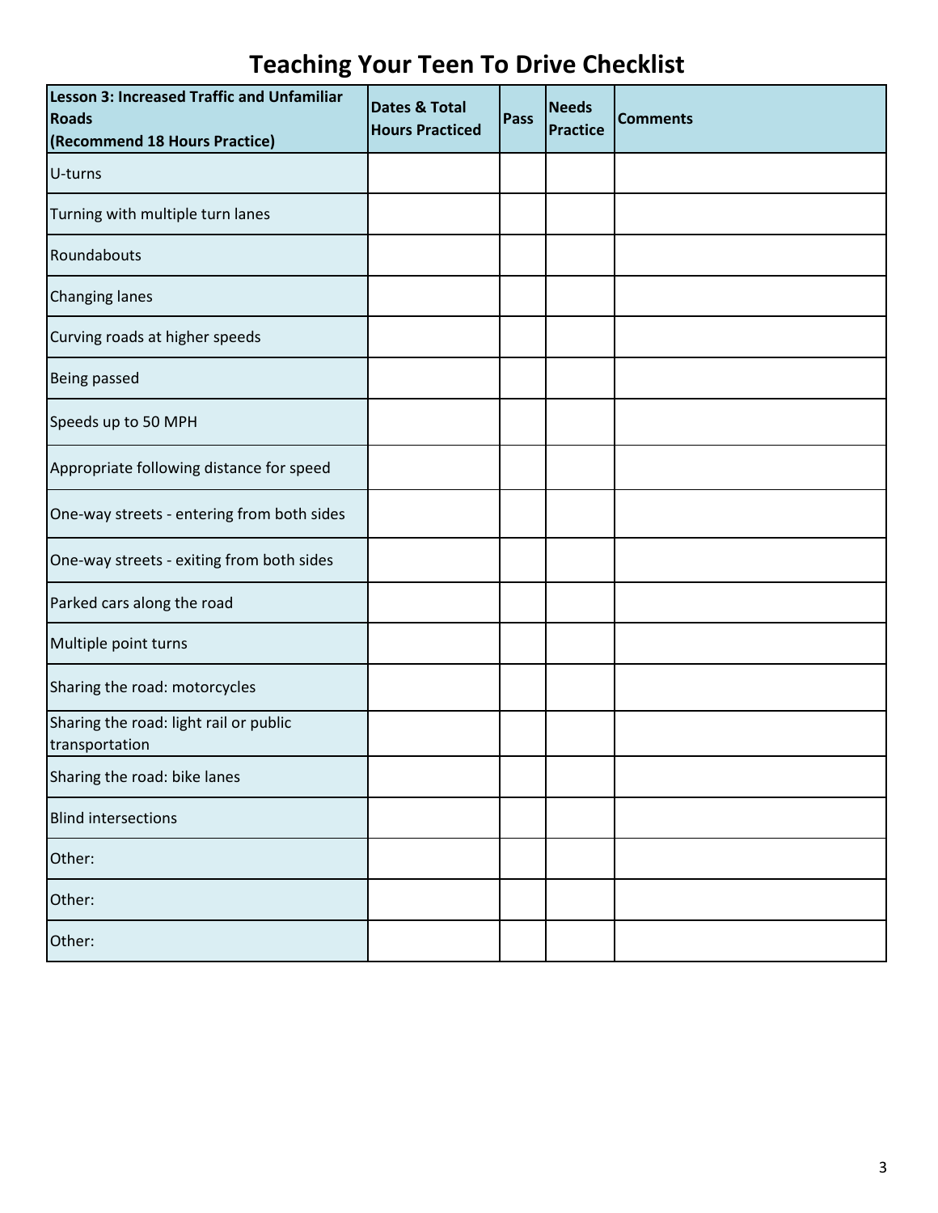# Teaching Your Teen To Drive Checklist

| **Lesson 3: Increased Traffic and Unfamiliar Roads (Recommend 18 Hours Practice)** | **Dates & Total Hours Practiced** | **Pass** | **Needs Practice** | **Comments** |
|---|---|---|---|---|
| U-turns | | | | |
| Turning with multiple turn lanes | | | | |
| Roundabouts | | | | |
| Changing lanes | | | | |
| Curving roads at higher speeds | | | | |
| Being passed | | | | |
| Speeds up to 50 MPH | | | | |
| Appropriate following distance for speed | | | | |
| One-way streets - entering from both sides | | | | |
| One-way streets - exiting from both sides | | | | |
| Parked cars along the road | | | | |
| Multiple point turns | | | | |
| Sharing the road: motorcycles | | | | |
| Sharing the road: light rail or public transportation | | | | |
| Sharing the road: bike lanes | | | | |
| Blind intersections | | | | |
| Other: | | | | |
| Other: | | | | |
| Other: | | | | |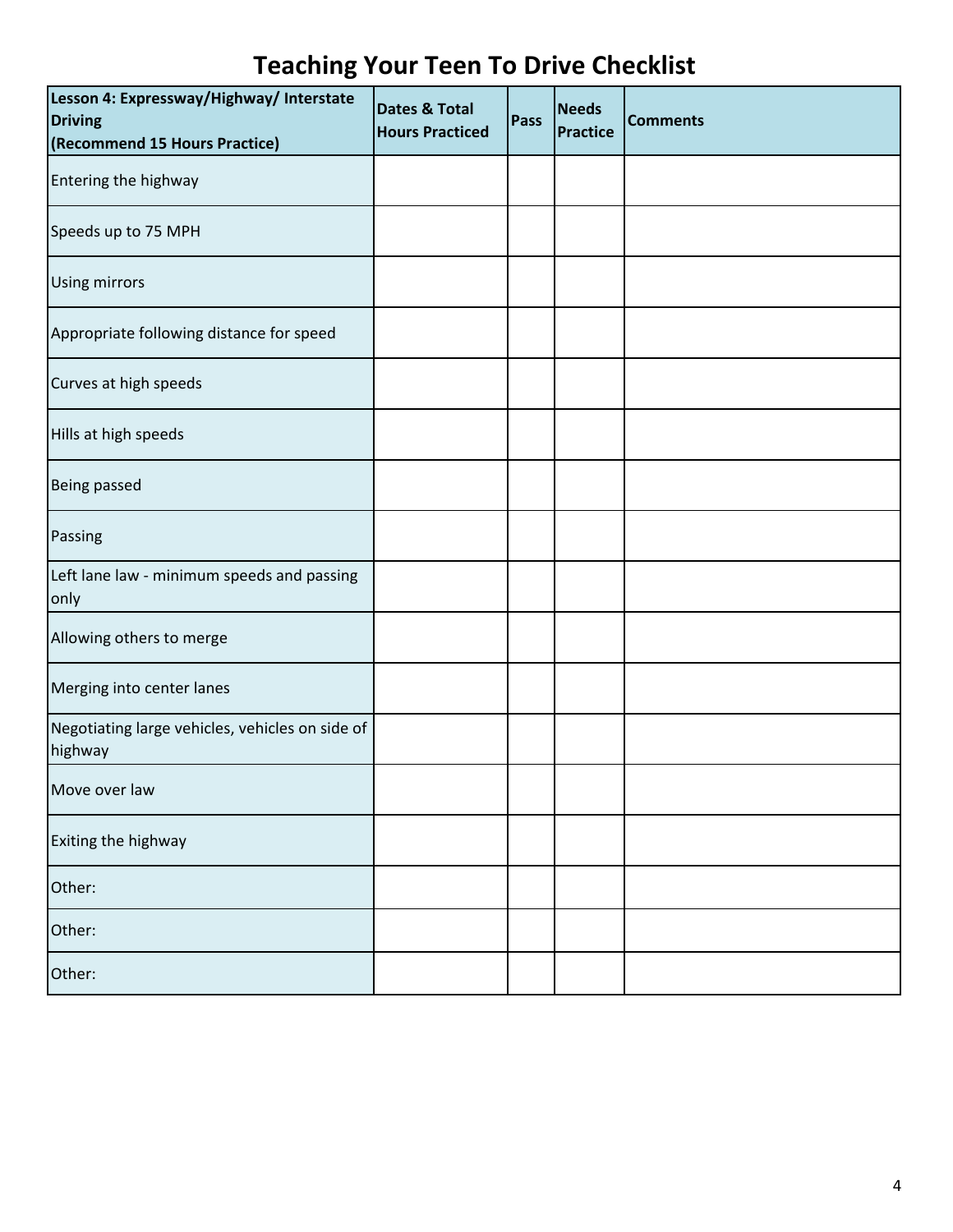# Teaching Your Teen To Drive Checklist

| **Lesson 4: Expressway/Highway/ Interstate Driving (Recommend 15 Hours Practice)** | **Dates & Total Hours Practiced** | **Pass** | **Needs Practice** | **Comments** |
|---|---|---|---|---|
| Entering the highway | | | | |
| Speeds up to 75 MPH | | | | |
| Using mirrors | | | | |
| Appropriate following distance for speed | | | | |
| Curves at high speeds | | | | |
| Hills at high speeds | | | | |
| Being passed | | | | |
| Passing | | | | |
| Left lane law - minimum speeds and passing only | | | | |
| Allowing others to merge | | | | |
| Merging into center lanes | | | | |
| Negotiating large vehicles, vehicles on side of highway | | | | |
| Move over law | | | | |
| Exiting the highway | | | | |
| Other: | | | | |
| Other: | | | | |
| Other: | | | | |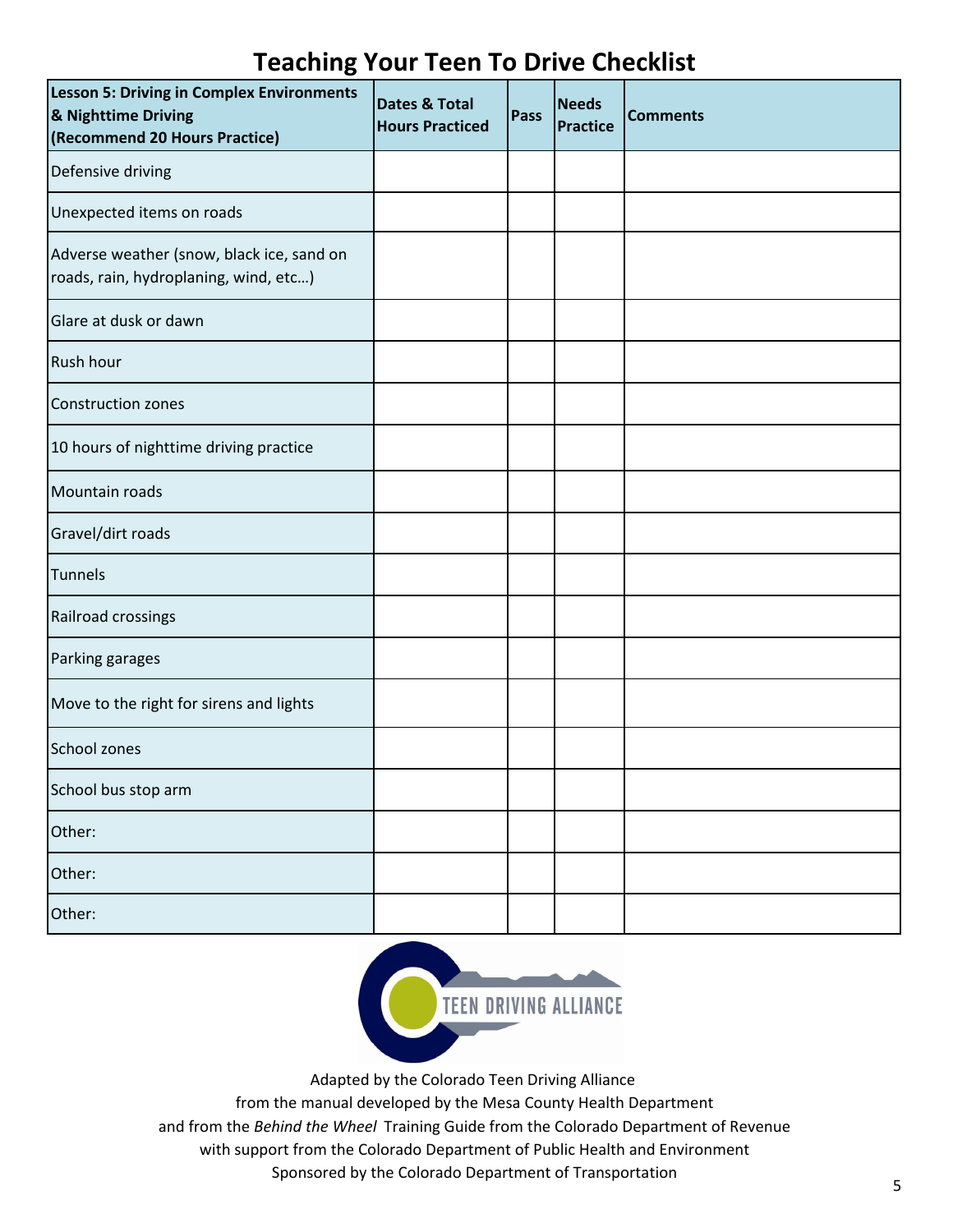# Teaching Your Teen To Drive Checklist

| Lesson 5: Driving in Complex Environments & Nighttime Driving (Recommend 20 Hours Practice) | Dates & Total Hours Practiced | Pass | Needs Practice | Comments |
|---|---|---|---|---|
| Defensive driving | | | | |
| Unexpected items on roads | | | | |
| Adverse weather (snow, black ice, sand on roads, rain, hydroplaning, wind, etc…) | | | | |
| Glare at dusk or dawn | | | | |
| Rush hour | | | | |
| Construction zones | | | | |
| 10 hours of nighttime driving practice | | | | |
| Mountain roads | | | | |
| Gravel/dirt roads | | | | |
| Tunnels | | | | |
| Railroad crossings | | | | |
| Parking garages | | | | |
| Move to the right for sirens and lights | | | | |
| School zones | | | | |
| School bus stop arm | | | | |
| Other: | | | | |
| Other: | | | | |
| Other: | | | | |

TEEN DRIVING ALLIANCE

Adapted by the Colorado Teen Driving Alliance
from the manual developed by the Mesa County Health Department
and from the *Behind the Wheel* Training Guide from the Colorado Department of Revenue
with support from the Colorado Department of Public Health and Environment
Sponsored by the Colorado Department of Transportation